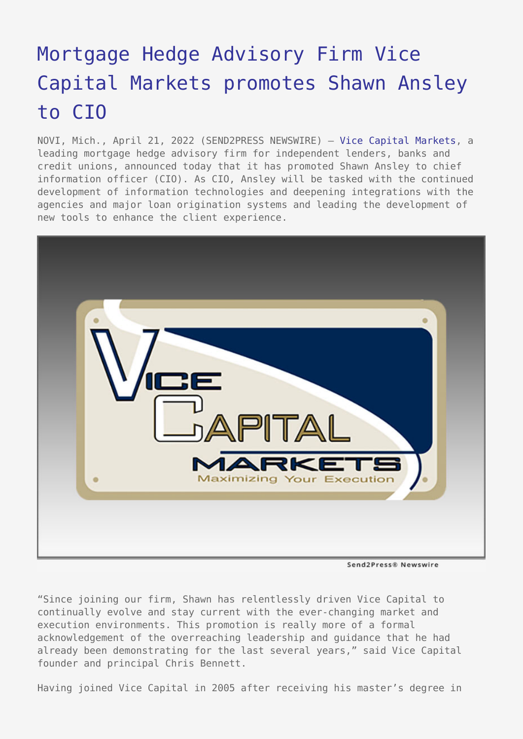# Mortgage Hedge Advisory Firm Vice Capital Markets promotes Shawn Ansley to CIO

NOVI, Mich., April 21, 2022 (SEND2PRESS NEWSWIRE) — Vice Capital Markets, a leading mortgage hedge advisory firm for independent lenders, banks and credit unions, announced today that it has promoted Shawn Ansley to chief information officer (CIO). As CIO, Ansley will be tasked with the continued development of information technologies and deepening integrations with the agencies and major loan origination systems and leading the development of new tools to enhance the client experience.

"Since joining our firm, Shawn has relentlessly driven Vice Capital to continually evolve and stay current with the ever-changing market and execution environments. This promotion is really more of a formal acknowledgement of the overreaching leadership and guidance that he had already been demonstrating for the last several years," said Vice Capital founder and principal Chris Bennett.

Having joined Vice Capital in 2005 after receiving his master's degree in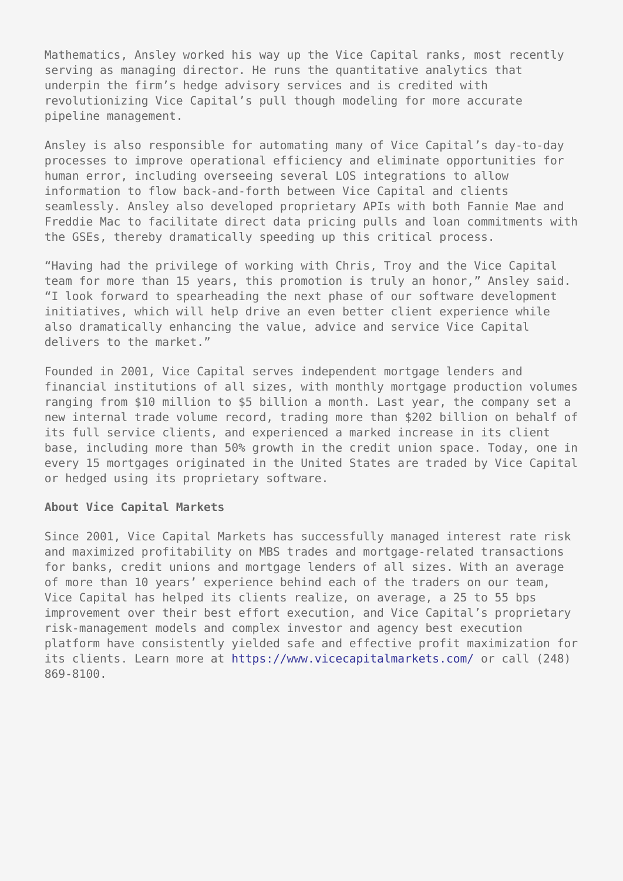Mathematics, Ansley worked his way up the Vice Capital ranks, most recently serving as managing director. He runs the quantitative analytics that underpin the firm's hedge advisory services and is credited with revolutionizing Vice Capital's pull though modeling for more accurate pipeline management.

Ansley is also responsible for automating many of Vice Capital's day-to-day processes to improve operational efficiency and eliminate opportunities for human error, including overseeing several LOS integrations to allow information to flow back-and-forth between Vice Capital and clients seamlessly. Ansley also developed proprietary APIs with both Fannie Mae and Freddie Mac to facilitate direct data pricing pulls and loan commitments with the GSEs, thereby dramatically speeding up this critical process.

"Having had the privilege of working with Chris, Troy and the Vice Capital team for more than 15 years, this promotion is truly an honor," Ansley said. "I look forward to spearheading the next phase of our software development initiatives, which will help drive an even better client experience while also dramatically enhancing the value, advice and service Vice Capital delivers to the market."

Founded in 2001, Vice Capital serves independent mortgage lenders and financial institutions of all sizes, with monthly mortgage production volumes ranging from $10 million to $5 billion a month. Last year, the company set a new internal trade volume record, trading more than $202 billion on behalf of its full service clients, and experienced a marked increase in its client base, including more than 50% growth in the credit union space. Today, one in every 15 mortgages originated in the United States are traded by Vice Capital or hedged using its proprietary software.

**About Vice Capital Markets**

Since 2001, Vice Capital Markets has successfully managed interest rate risk and maximized profitability on MBS trades and mortgage-related transactions for banks, credit unions and mortgage lenders of all sizes. With an average of more than 10 years' experience behind each of the traders on our team, Vice Capital has helped its clients realize, on average, a 25 to 55 bps improvement over their best effort execution, and Vice Capital's proprietary risk-management models and complex investor and agency best execution platform have consistently yielded safe and effective profit maximization for its clients. Learn more at https://www.vicecapitalmarkets.com/ or call (248) 869-8100.